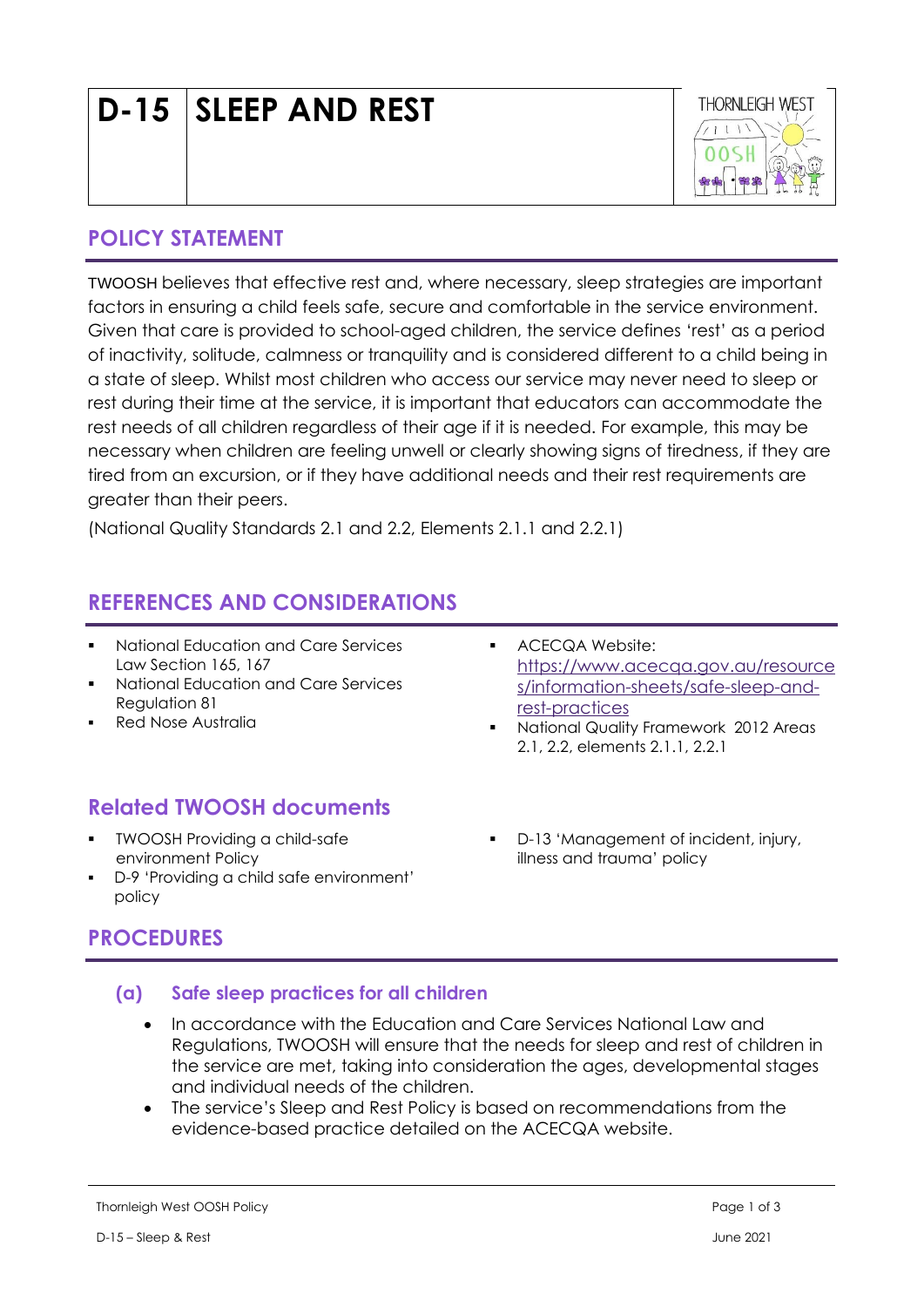# D-15 SLEEP AND REST

THORNLEIGH WEST OOSH

## POLICY STATEMENT

TWOOSH believes that effective rest and, where necessary, sleep strategies are important factors in ensuring a child feels safe, secure and comfortable in the service environment. Given that care is provided to school-aged children, the service defines 'rest' as a period of inactivity, solitude, calmness or tranquility and is considered different to a child being in a state of sleep. Whilst most children who access our service may never need to sleep or rest during their time at the service, it is important that educators can accommodate the rest needs of all children regardless of their age if it is needed. For example, this may be necessary when children are feeling unwell or clearly showing signs of tiredness, if they are tired from an excursion, or if they have additional needs and their rest requirements are greater than their peers.

(National Quality Standards 2.1 and 2.2, Elements 2.1.1 and 2.2.1)

## REFERENCES AND CONSIDERATIONS

- National Education and Care Services Law Section 165, 167
- National Education and Care Services Regulation 81
- Red Nose Australia
- ACECQA Website: https://www.acecqa.gov.au/resources/information-sheets/safe-sleep-and-rest-practices
- National Quality Framework 2012 Areas 2.1, 2.2, elements 2.1.1, 2.2.1

## Related TWOOSH documents

- TWOOSH Providing a child-safe environment Policy
- D-9 'Providing a child safe environment' policy
- D-13 'Management of incident, injury, illness and trauma' policy

## PROCEDURES

### (a) Safe sleep practices for all children

- In accordance with the Education and Care Services National Law and Regulations, TWOOSH will ensure that the needs for sleep and rest of children in the service are met, taking into consideration the ages, developmental stages and individual needs of the children.
- The service's Sleep and Rest Policy is based on recommendations from the evidence-based practice detailed on the ACECQA website.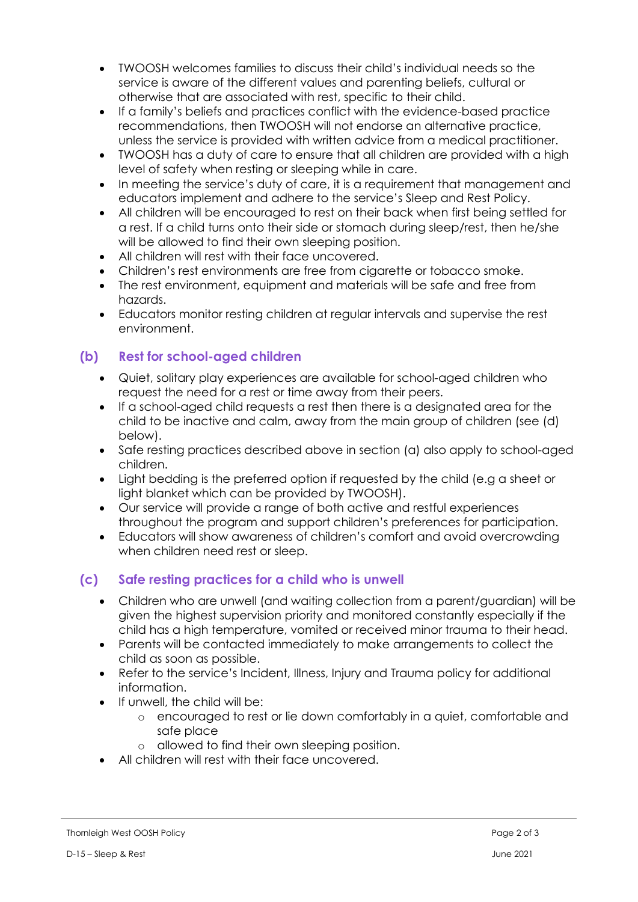- TWOOSH welcomes families to discuss their child's individual needs so the service is aware of the different values and parenting beliefs, cultural or otherwise that are associated with rest, specific to their child.
- If a family's beliefs and practices conflict with the evidence-based practice recommendations, then TWOOSH will not endorse an alternative practice, unless the service is provided with written advice from a medical practitioner.
- TWOOSH has a duty of care to ensure that all children are provided with a high level of safety when resting or sleeping while in care.
- In meeting the service's duty of care, it is a requirement that management and educators implement and adhere to the service's Sleep and Rest Policy.
- All children will be encouraged to rest on their back when first being settled for a rest. If a child turns onto their side or stomach during sleep/rest, then he/she will be allowed to find their own sleeping position.
- All children will rest with their face uncovered.
- Children's rest environments are free from cigarette or tobacco smoke.
- The rest environment, equipment and materials will be safe and free from hazards.
- Educators monitor resting children at regular intervals and supervise the rest environment.

### (b) Rest for school-aged children

- Quiet, solitary play experiences are available for school-aged children who request the need for a rest or time away from their peers.
- If a school-aged child requests a rest then there is a designated area for the child to be inactive and calm, away from the main group of children (see (d) below).
- Safe resting practices described above in section (a) also apply to school-aged children.
- Light bedding is the preferred option if requested by the child (e.g a sheet or light blanket which can be provided by TWOOSH).
- Our service will provide a range of both active and restful experiences throughout the program and support children's preferences for participation.
- Educators will show awareness of children's comfort and avoid overcrowding when children need rest or sleep.

### (c) Safe resting practices for a child who is unwell

- Children who are unwell (and waiting collection from a parent/guardian) will be given the highest supervision priority and monitored constantly especially if the child has a high temperature, vomited or received minor trauma to their head.
- Parents will be contacted immediately to make arrangements to collect the child as soon as possible.
- Refer to the service's Incident, Illness, Injury and Trauma policy for additional information.
- If unwell, the child will be:
  - encouraged to rest or lie down comfortably in a quiet, comfortable and safe place
  - allowed to find their own sleeping position.
- All children will rest with their face uncovered.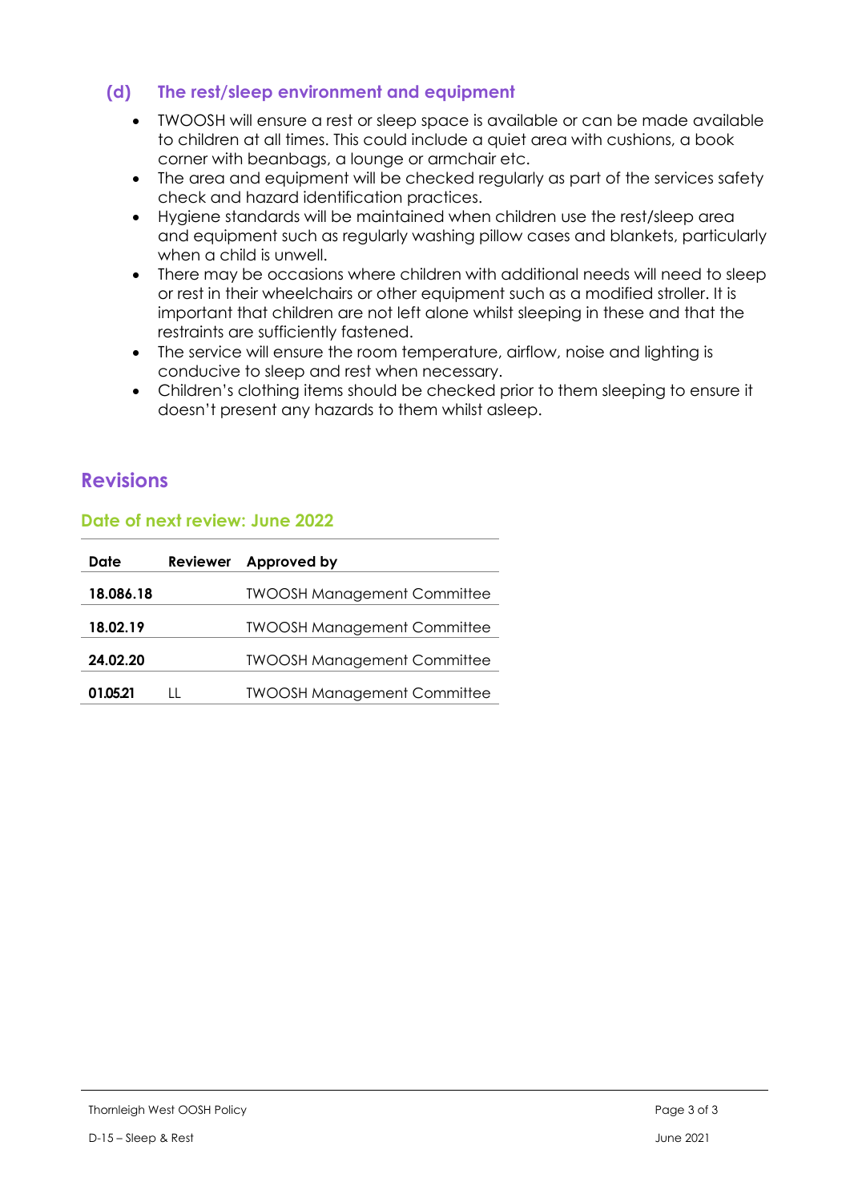### (d) The rest/sleep environment and equipment

- TWOOSH will ensure a rest or sleep space is available or can be made available to children at all times. This could include a quiet area with cushions, a book corner with beanbags, a lounge or armchair etc.
- The area and equipment will be checked regularly as part of the services safety check and hazard identification practices.
- Hygiene standards will be maintained when children use the rest/sleep area and equipment such as regularly washing pillow cases and blankets, particularly when a child is unwell.
- There may be occasions where children with additional needs will need to sleep or rest in their wheelchairs or other equipment such as a modified stroller. It is important that children are not left alone whilst sleeping in these and that the restraints are sufficiently fastened.
- The service will ensure the room temperature, airflow, noise and lighting is conducive to sleep and rest when necessary.
- Children's clothing items should be checked prior to them sleeping to ensure it doesn't present any hazards to them whilst asleep.

## Revisions

### Date of next review: June 2022

| Date | Reviewer | Approved by |
|---|---|---|
| 18.086.18 | | TWOOSH Management Committee |
| 18.02.19 | | TWOOSH Management Committee |
| 24.02.20 | | TWOOSH Management Committee |
| 01.05.21 | LL | TWOOSH Management Committee |